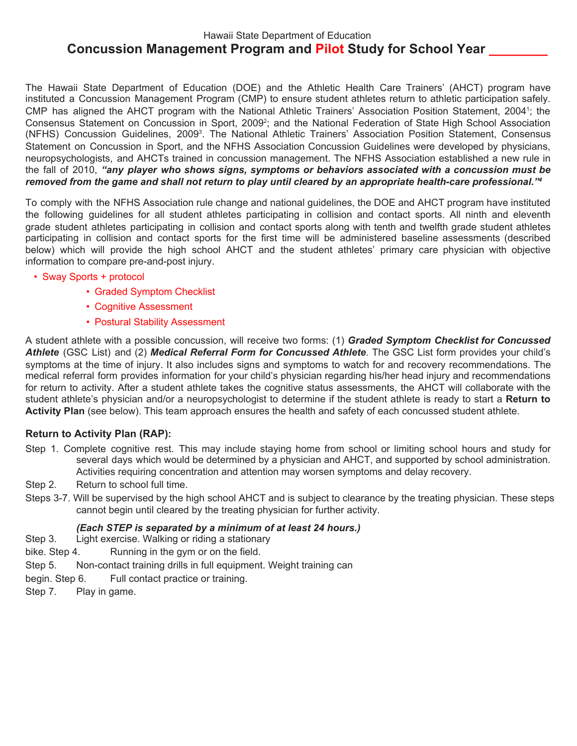Hawaii State Department of Education

# Concussion Management Program and Pilot Study for School Year ________

The Hawaii State Department of Education (DOE) and the Athletic Health Care Trainers' (AHCT) program have instituted a Concussion Management Program (CMP) to ensure student athletes return to athletic participation safely. CMP has aligned the AHCT program with the National Athletic Trainers' Association Position Statement, 2004[1]; the Consensus Statement on Concussion in Sport, 2009[2]; and the National Federation of State High School Association (NFHS) Concussion Guidelines, 2009[3]. The National Athletic Trainers' Association Position Statement, Consensus Statement on Concussion in Sport, and the NFHS Association Concussion Guidelines were developed by physicians, neuropsychologists, and AHCTs trained in concussion management. The NFHS Association established a new rule in the fall of 2010, ***"any player who shows signs, symptoms or behaviors associated with a concussion must be removed from the game and shall not return to play until cleared by an appropriate health-care professional."***[4]

To comply with the NFHS Association rule change and national guidelines, the DOE and AHCT program have instituted the following guidelines for all student athletes participating in collision and contact sports. All ninth and eleventh grade student athletes participating in collision and contact sports along with tenth and twelfth grade student athletes participating in collision and contact sports for the first time will be administered baseline assessments (described below) which will provide the high school AHCT and the student athletes' primary care physician with objective information to compare pre-and-post injury.

- Sway Sports + protocol
  - Graded Symptom Checklist
  - Cognitive Assessment
  - Postural Stability Assessment

A student athlete with a possible concussion, will receive two forms: (1) ***Graded Symptom Checklist for Concussed Athlete*** (GSC List) and (2) ***Medical Referral Form for Concussed Athlete***. The GSC List form provides your child's symptoms at the time of injury. It also includes signs and symptoms to watch for and recovery recommendations. The medical referral form provides information for your child's physician regarding his/her head injury and recommendations for return to activity. After a student athlete takes the cognitive status assessments, the AHCT will collaborate with the student athlete's physician and/or a neuropsychologist to determine if the student athlete is ready to start a **Return to Activity Plan** (see below). This team approach ensures the health and safety of each concussed student athlete.

### Return to Activity Plan (RAP):

Step 1. Complete cognitive rest. This may include staying home from school or limiting school hours and study for several days which would be determined by a physician and AHCT, and supported by school administration. Activities requiring concentration and attention may worsen symptoms and delay recovery.

Step 2. Return to school full time.

Steps 3-7. Will be supervised by the high school AHCT and is subject to clearance by the treating physician. These steps cannot begin until cleared by the treating physician for further activity.

***(Each STEP is separated by a minimum of at least 24 hours.)***

Step 3. Light exercise. Walking or riding a stationary bike.

Step 4. Running in the gym or on the field.

Step 5. Non-contact training drills in full equipment. Weight training can begin.

Step 6. Full contact practice or training.

Step 7. Play in game.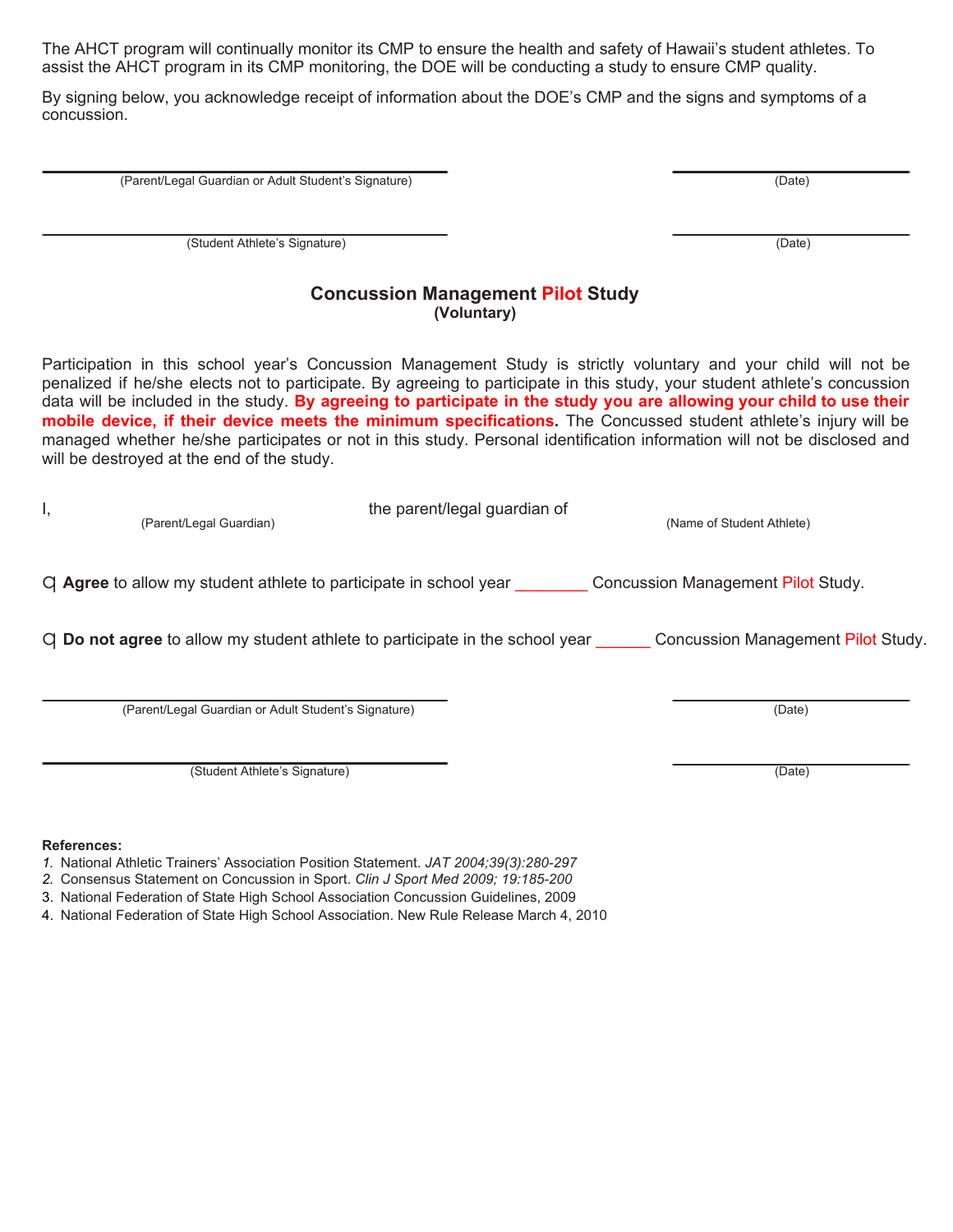The AHCT program will continually monitor its CMP to ensure the health and safety of Hawaii's student athletes. To assist the AHCT program in its CMP monitoring, the DOE will be conducting a study to ensure CMP quality.

By signing below, you acknowledge receipt of information about the DOE's CMP and the signs and symptoms of a concussion.

_______________________________________ (Parent/Legal Guardian or Adult Student's Signature) _______________ (Date)

_______________________________________ (Student Athlete's Signature) _______________ (Date)

## Concussion Management Pilot Study
**(Voluntary)**

Participation in this school year's Concussion Management Study is strictly voluntary and your child will not be penalized if he/she elects not to participate. By agreeing to participate in this study, your student athlete's concussion data will be included in the study. **By agreeing to participate in the study you are allowing your child to use their mobile device, if their device meets the minimum specifications.** The Concussed student athlete's injury will be managed whether he/she participates or not in this study. Personal identification information will not be disclosed and will be destroyed at the end of the study.

I, _______________ (Parent/Legal Guardian) the parent/legal guardian of _______________ (Name of Student Athlete)

☐ **Agree** to allow my student athlete to participate in school year ________ Concussion Management Pilot Study.

☐ **Do not agree** to allow my student athlete to participate in the school year ______ Concussion Management Pilot Study.

_______________________________________ (Parent/Legal Guardian or Adult Student's Signature) _______________ (Date)

_______________________________________ (Student Athlete's Signature) _______________ (Date)

**References:**

1. National Athletic Trainers' Association Position Statement. *JAT 2004;39(3):280-297*
2. Consensus Statement on Concussion in Sport. *Clin J Sport Med 2009; 19:185-200*
3. National Federation of State High School Association Concussion Guidelines, 2009
4. National Federation of State High School Association. New Rule Release March 4, 2010